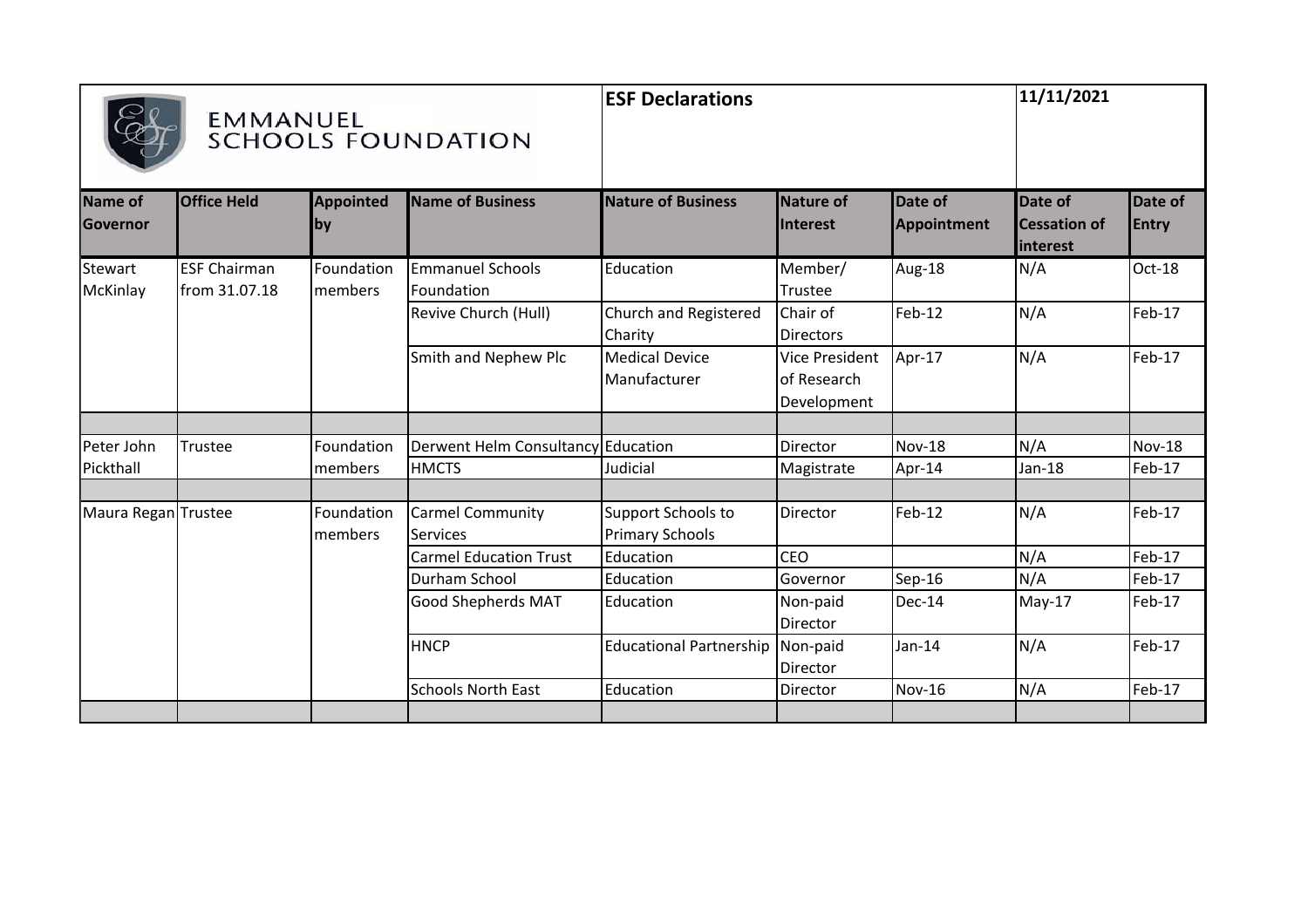# EMMANUEL SCHOOLS FOUNDATION

**ESF Declarations** **11/11/2021**

| Name of Governor | Office Held | Appointed by | Name of Business | Nature of Business | Nature of Interest | Date of Appointment | Date of Cessation of interest | Date of Entry |
|---|---|---|---|---|---|---|---|---|
| Stewart McKinlay | ESF Chairman from 31.07.18 | Foundation members | Emmanuel Schools Foundation | Education | Member/ Trustee | Aug-18 | N/A | Oct-18 |
| | | | Revive Church (Hull) | Church and Registered Charity | Chair of Directors | Feb-12 | N/A | Feb-17 |
| | | | Smith and Nephew Plc | Medical Device Manufacturer | Vice President of Research Development | Apr-17 | N/A | Feb-17 |
| | | | | | | | | |
| Peter John Pickthall | Trustee | Foundation members | Derwent Helm Consultancy | Education | Director | Nov-18 | N/A | Nov-18 |
| | | | HMCTS | Judicial | Magistrate | Apr-14 | Jan-18 | Feb-17 |
| | | | | | | | | |
| Maura Regan | Trustee | Foundation members | Carmel Community Services | Support Schools to Primary Schools | Director | Feb-12 | N/A | Feb-17 |
| | | | Carmel Education Trust | Education | CEO | | N/A | Feb-17 |
| | | | Durham School | Education | Governor | Sep-16 | N/A | Feb-17 |
| | | | Good Shepherds MAT | Education | Non-paid Director | Dec-14 | May-17 | Feb-17 |
| | | | HNCP | Educational Partnership | Non-paid Director | Jan-14 | N/A | Feb-17 |
| | | | Schools North East | Education | Director | Nov-16 | N/A | Feb-17 |
| | | | | | | | | |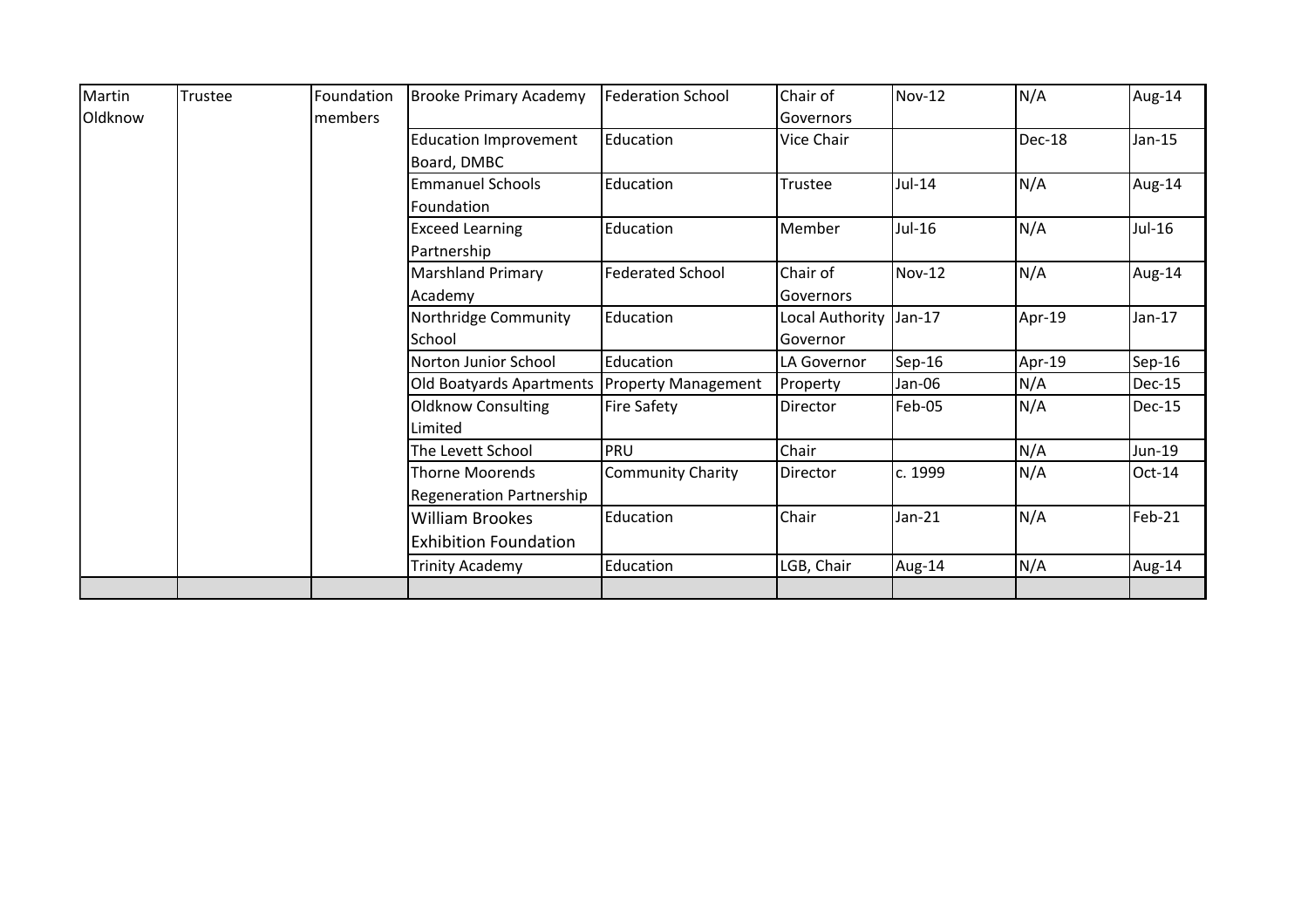| | | | | | | | | |
|---|---|---|---|---|---|---|---|---|
| Martin Oldknow | Trustee | Foundation members | Brooke Primary Academy | Federation School | Chair of Governors | Nov-12 | N/A | Aug-14 |
| | | | Education Improvement Board, DMBC | Education | Vice Chair | | Dec-18 | Jan-15 |
| | | | Emmanuel Schools Foundation | Education | Trustee | Jul-14 | N/A | Aug-14 |
| | | | Exceed Learning Partnership | Education | Member | Jul-16 | N/A | Jul-16 |
| | | | Marshland Primary Academy | Federated School | Chair of Governors | Nov-12 | N/A | Aug-14 |
| | | | Northridge Community School | Education | Local Authority Governor | Jan-17 | Apr-19 | Jan-17 |
| | | | Norton Junior School | Education | LA Governor | Sep-16 | Apr-19 | Sep-16 |
| | | | Old Boatyards Apartments | Property Management | Property | Jan-06 | N/A | Dec-15 |
| | | | Oldknow Consulting Limited | Fire Safety | Director | Feb-05 | N/A | Dec-15 |
| | | | The Levett School | PRU | Chair | | N/A | Jun-19 |
| | | | Thorne Moorends Regeneration Partnership | Community Charity | Director | c. 1999 | N/A | Oct-14 |
| | | | William Brookes Exhibition Foundation | Education | Chair | Jan-21 | N/A | Feb-21 |
| | | | Trinity Academy | Education | LGB, Chair | Aug-14 | N/A | Aug-14 |
| | | | | | | | | |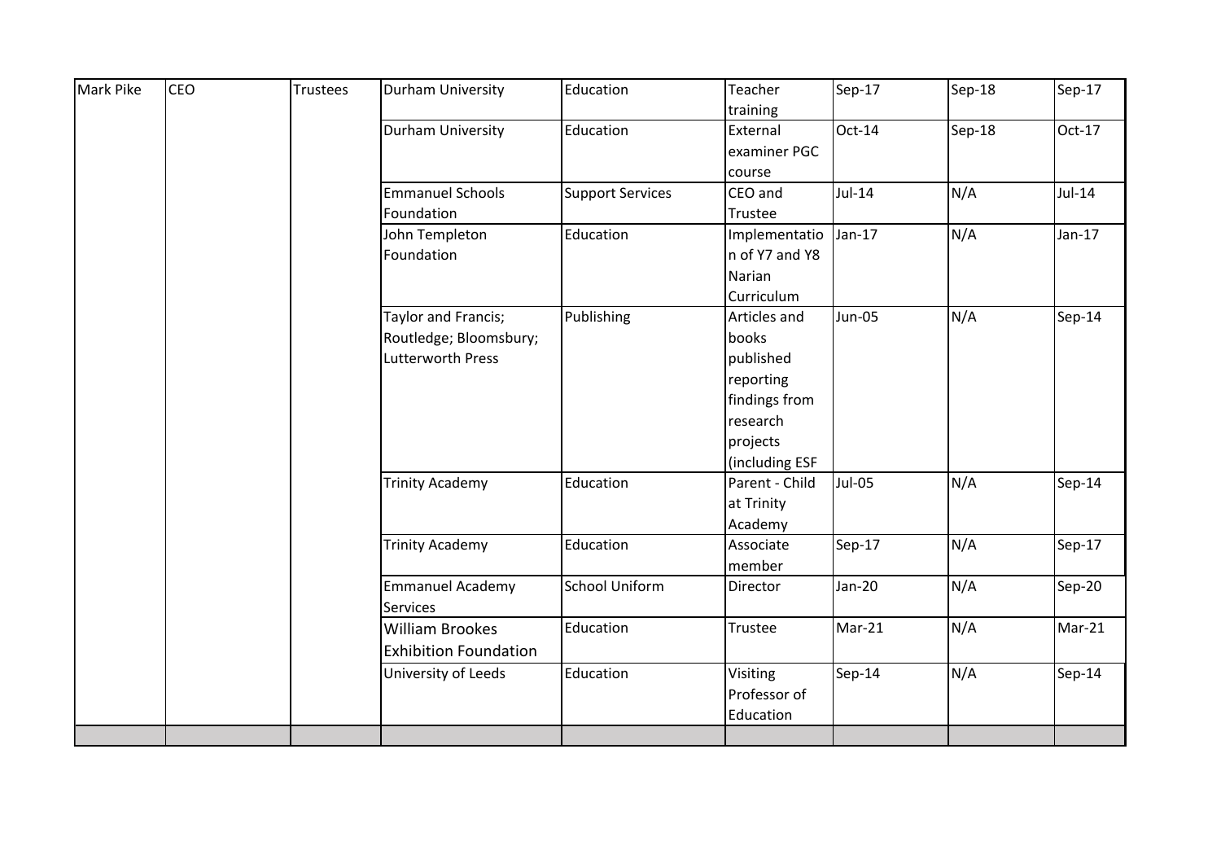| Mark Pike | CEO | Trustees | Durham University | Education | Teacher training | Sep-17 | Sep-18 | Sep-17 |
|---|---|---|---|---|---|---|---|---|
| | | | Durham University | Education | External examiner PGC course | Oct-14 | Sep-18 | Oct-17 |
| | | | Emmanuel Schools Foundation | Support Services | CEO and Trustee | Jul-14 | N/A | Jul-14 |
| | | | John Templeton Foundation | Education | Implementation of Y7 and Y8 Narian Curriculum | Jan-17 | N/A | Jan-17 |
| | | | Taylor and Francis; Routledge; Bloomsbury; Lutterworth Press | Publishing | Articles and books published reporting findings from research projects (including ESF | Jun-05 | N/A | Sep-14 |
| | | | Trinity Academy | Education | Parent - Child at Trinity Academy | Jul-05 | N/A | Sep-14 |
| | | | Trinity Academy | Education | Associate member | Sep-17 | N/A | Sep-17 |
| | | | Emmanuel Academy Services | School Uniform | Director | Jan-20 | N/A | Sep-20 |
| | | | William Brookes Exhibition Foundation | Education | Trustee | Mar-21 | N/A | Mar-21 |
| | | | University of Leeds | Education | Visiting Professor of Education | Sep-14 | N/A | Sep-14 |
| | | | | | | | | |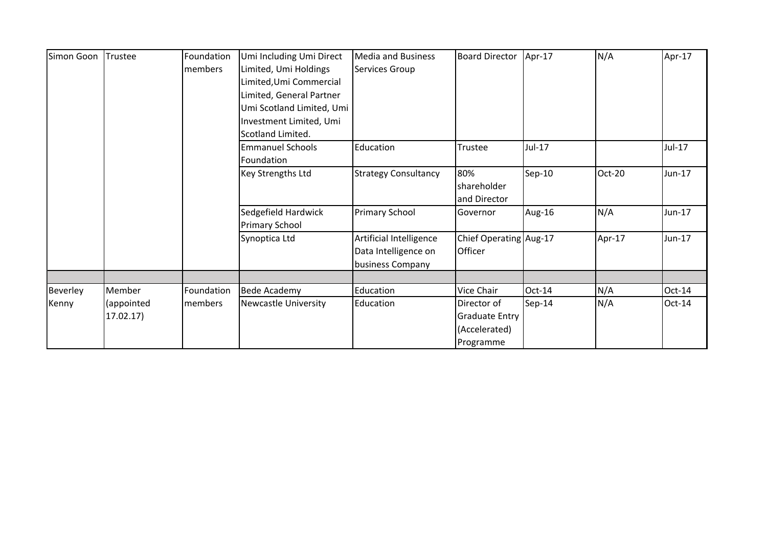| | | | | | | | | |
|---|---|---|---|---|---|---|---|---|
| Simon Goon | Trustee | Foundation members | Umi Including Umi Direct Limited, Umi Holdings Limited,Umi Commercial Limited, General Partner Umi Scotland Limited, Umi Investment Limited, Umi Scotland Limited. | Media and Business Services Group | Board Director | Apr-17 | N/A | Apr-17 |
| | | | Emmanuel Schools Foundation | Education | Trustee | Jul-17 | | Jul-17 |
| | | | Key Strengths Ltd | Strategy Consultancy | 80% shareholder and Director | Sep-10 | Oct-20 | Jun-17 |
| | | | Sedgefield Hardwick Primary School | Primary School | Governor | Aug-16 | N/A | Jun-17 |
| | | | Synoptica Ltd | Artificial Intelligence Data Intelligence on business Company | Chief Operating Officer | Aug-17 | Apr-17 | Jun-17 |
| | | | | | | | | |
| Beverley Kenny | Member (appointed 17.02.17) | Foundation members | Bede Academy | Education | Vice Chair | Oct-14 | N/A | Oct-14 |
| | | | Newcastle University | Education | Director of Graduate Entry (Accelerated) Programme | Sep-14 | N/A | Oct-14 |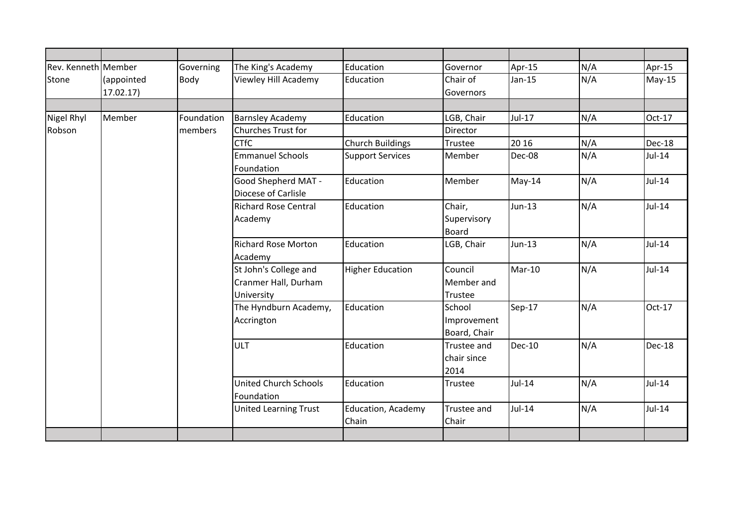| | | | | | | | | |
|---|---|---|---|---|---|---|---|---|
| Rev. Kenneth Stone | Member (appointed 17.02.17) | Governing Body | The King's Academy | Education | Governor | Apr-15 | N/A | Apr-15 |
| | | | Viewley Hill Academy | Education | Chair of Governors | Jan-15 | N/A | May-15 |
| | | | | | | | | |
| Nigel Rhyl Robson | Member | Foundation members | Barnsley Academy | Education | LGB, Chair | Jul-17 | N/A | Oct-17 |
| | | | Churches Trust for | | Director | | | |
| | | | CTfC | Church Buildings | Trustee | 20 16 | N/A | Dec-18 |
| | | | Emmanuel Schools Foundation | Support Services | Member | Dec-08 | N/A | Jul-14 |
| | | | Good Shepherd MAT - Diocese of Carlisle | Education | Member | May-14 | N/A | Jul-14 |
| | | | Richard Rose Central Academy | Education | Chair, Supervisory Board | Jun-13 | N/A | Jul-14 |
| | | | Richard Rose Morton Academy | Education | LGB, Chair | Jun-13 | N/A | Jul-14 |
| | | | St John's College and Cranmer Hall, Durham University | Higher Education | Council Member and Trustee | Mar-10 | N/A | Jul-14 |
| | | | The Hyndburn Academy, Accrington | Education | School Improvement Board, Chair | Sep-17 | N/A | Oct-17 |
| | | | ULT | Education | Trustee and chair since 2014 | Dec-10 | N/A | Dec-18 |
| | | | United Church Schools Foundation | Education | Trustee | Jul-14 | N/A | Jul-14 |
| | | | United Learning Trust | Education, Academy Chain | Trustee and Chair | Jul-14 | N/A | Jul-14 |
| | | | | | | | | |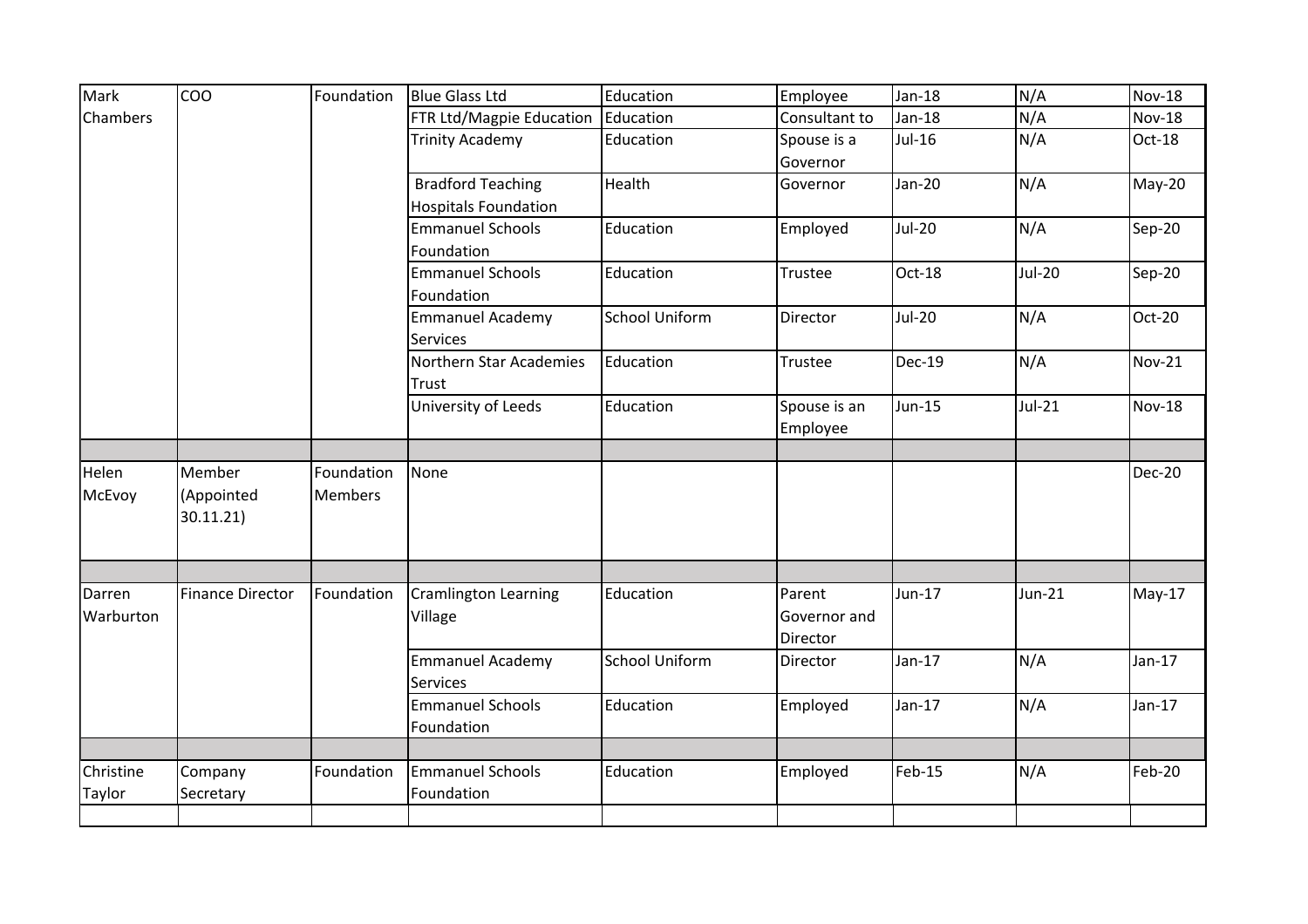| | | | | | | | | |
|---|---|---|---|---|---|---|---|---|
| Mark Chambers | COO | Foundation | Blue Glass Ltd | Education | Employee | Jan-18 | N/A | Nov-18 |
| | | | FTR Ltd/Magpie Education | Education | Consultant to | Jan-18 | N/A | Nov-18 |
| | | | Trinity Academy | Education | Spouse is a Governor | Jul-16 | N/A | Oct-18 |
| | | | Bradford Teaching Hospitals Foundation | Health | Governor | Jan-20 | N/A | May-20 |
| | | | Emmanuel Schools Foundation | Education | Employed | Jul-20 | N/A | Sep-20 |
| | | | Emmanuel Schools Foundation | Education | Trustee | Oct-18 | Jul-20 | Sep-20 |
| | | | Emmanuel Academy Services | School Uniform | Director | Jul-20 | N/A | Oct-20 |
| | | | Northern Star Academies Trust | Education | Trustee | Dec-19 | N/A | Nov-21 |
| | | | University of Leeds | Education | Spouse is an Employee | Jun-15 | Jul-21 | Nov-18 |
| | | | | | | | | |
| Helen McEvoy | Member (Appointed 30.11.21) | Foundation Members | None | | | | | Dec-20 |
| | | | | | | | | |
| Darren Warburton | Finance Director | Foundation | Cramlington Learning Village | Education | Parent Governor and Director | Jun-17 | Jun-21 | May-17 |
| | | | Emmanuel Academy Services | School Uniform | Director | Jan-17 | N/A | Jan-17 |
| | | | Emmanuel Schools Foundation | Education | Employed | Jan-17 | N/A | Jan-17 |
| | | | | | | | | |
| Christine Taylor | Company Secretary | Foundation | Emmanuel Schools Foundation | Education | Employed | Feb-15 | N/A | Feb-20 |
| | | | | | | | | |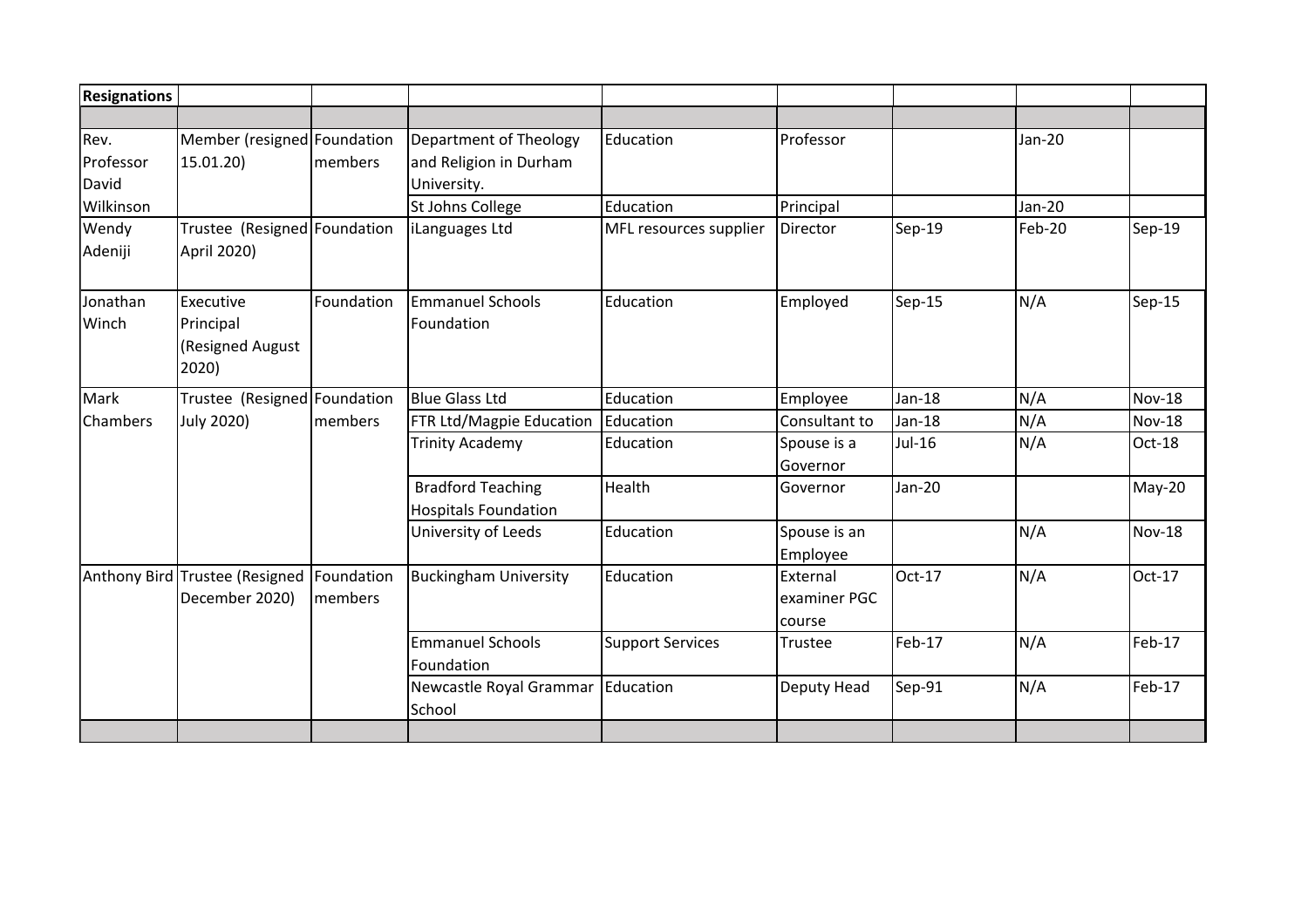| Resignations | | | | | | | | |
|---|---|---|---|---|---|---|---|---|
| | | | | | | | | |
| Rev. Professor David Wilkinson | Member (resigned 15.01.20) | Foundation members | Department of Theology and Religion in Durham University. | Education | Professor | | Jan-20 | |
| | | | St Johns College | Education | Principal | | Jan-20 | |
| Wendy Adeniji | Trustee (Resigned April 2020) | Foundation | iLanguages Ltd | MFL resources supplier | Director | Sep-19 | Feb-20 | Sep-19 |
| Jonathan Winch | Executive Principal (Resigned August 2020) | Foundation | Emmanuel Schools Foundation | Education | Employed | Sep-15 | N/A | Sep-15 |
| Mark Chambers | Trustee (Resigned July 2020) | Foundation members | Blue Glass Ltd | Education | Employee | Jan-18 | N/A | Nov-18 |
| | | | FTR Ltd/Magpie Education | Education | Consultant to | Jan-18 | N/A | Nov-18 |
| | | | Trinity Academy | Education | Spouse is a Governor | Jul-16 | N/A | Oct-18 |
| | | | Bradford Teaching Hospitals Foundation | Health | Governor | Jan-20 | | May-20 |
| | | | University of Leeds | Education | Spouse is an Employee | | N/A | Nov-18 |
| Anthony Bird | Trustee (Resigned December 2020) | Foundation members | Buckingham University | Education | External examiner PGC course | Oct-17 | N/A | Oct-17 |
| | | | Emmanuel Schools Foundation | Support Services | Trustee | Feb-17 | N/A | Feb-17 |
| | | | Newcastle Royal Grammar School | Education | Deputy Head | Sep-91 | N/A | Feb-17 |
| | | | | | | | | |